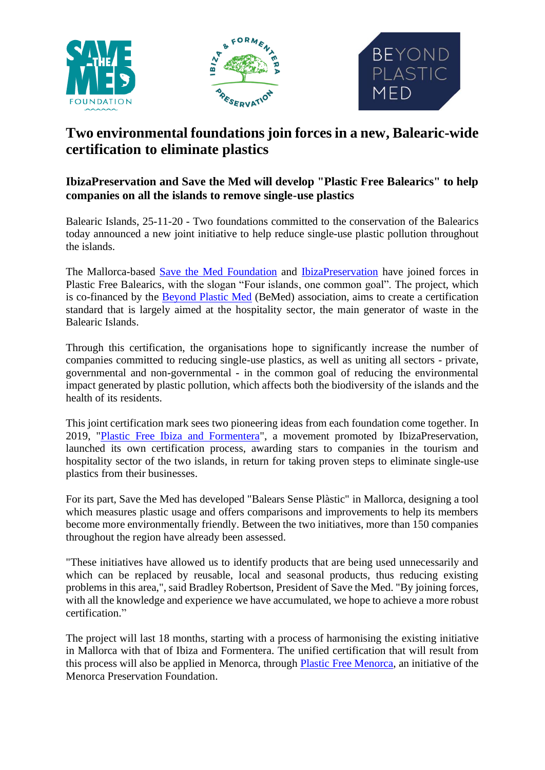# Two environmental foundations join forces in a new, Balearic-wide certification to eliminate plastics

## IbizaPreservation and Save the Med will develop "Plastic Free Balearics" to help companies on all the islands to remove single-use plastics

Balearic Islands, 25-11-20 - Two foundations committed to the conservation of the Balearics today announced a new joint initiative to help reduce single-use plastic pollution throughout the islands.

The Mallorca-based Save the Med Foundation and IbizaPreservation have joined forces in Plastic Free Balearics, with the slogan "Four islands, one common goal". The project, which is co-financed by the Beyond Plastic Med (BeMed) association, aims to create a certification standard that is largely aimed at the hospitality sector, the main generator of waste in the Balearic Islands.

Through this certification, the organisations hope to significantly increase the number of companies committed to reducing single-use plastics, as well as uniting all sectors - private, governmental and non-governmental - in the common goal of reducing the environmental impact generated by plastic pollution, which affects both the biodiversity of the islands and the health of its residents.

This joint certification mark sees two pioneering ideas from each foundation come together. In 2019, "Plastic Free Ibiza and Formentera", a movement promoted by IbizaPreservation, launched its own certification process, awarding stars to companies in the tourism and hospitality sector of the two islands, in return for taking proven steps to eliminate single-use plastics from their businesses.

For its part, Save the Med has developed "Balears Sense Plàstic" in Mallorca, designing a tool which measures plastic usage and offers comparisons and improvements to help its members become more environmentally friendly. Between the two initiatives, more than 150 companies throughout the region have already been assessed.

"These initiatives have allowed us to identify products that are being used unnecessarily and which can be replaced by reusable, local and seasonal products, thus reducing existing problems in this area,", said Bradley Robertson, President of Save the Med. "By joining forces, with all the knowledge and experience we have accumulated, we hope to achieve a more robust certification."

The project will last 18 months, starting with a process of harmonising the existing initiative in Mallorca with that of Ibiza and Formentera. The unified certification that will result from this process will also be applied in Menorca, through Plastic Free Menorca, an initiative of the Menorca Preservation Foundation.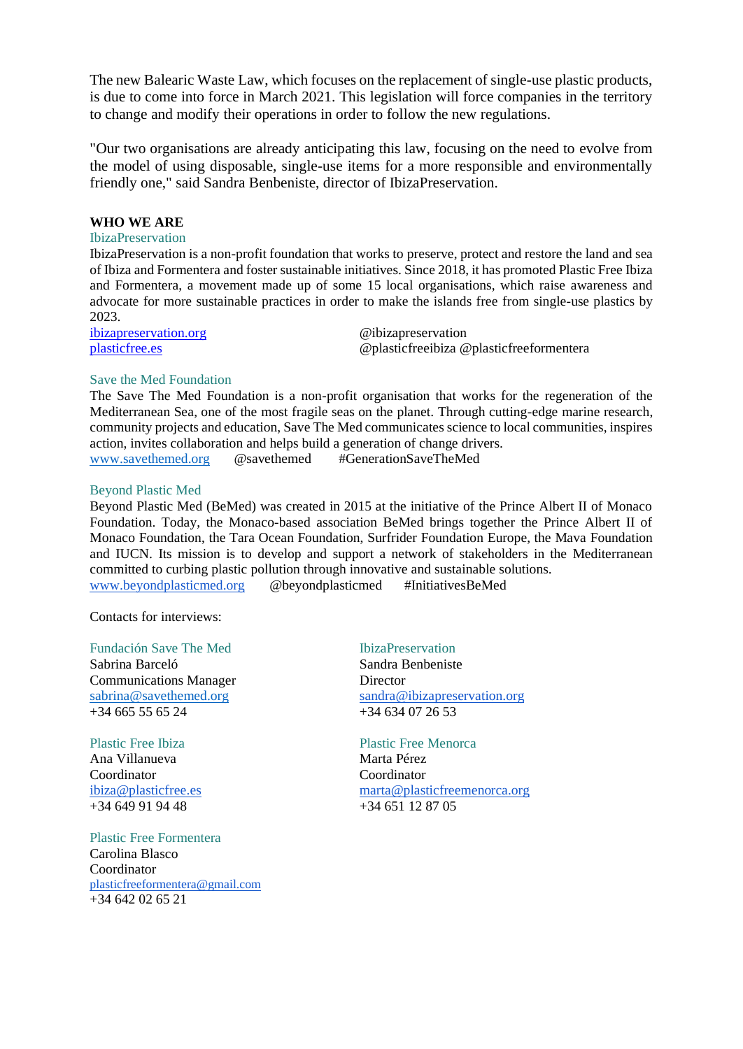The new Balearic Waste Law, which focuses on the replacement of single-use plastic products, is due to come into force in March 2021. This legislation will force companies in the territory to change and modify their operations in order to follow the new regulations.

"Our two organisations are already anticipating this law, focusing on the need to evolve from the model of using disposable, single-use items for a more responsible and environmentally friendly one," said Sandra Benbeniste, director of IbizaPreservation.

**WHO WE ARE**

IbizaPreservation

IbizaPreservation is a non-profit foundation that works to preserve, protect and restore the land and sea of Ibiza and Formentera and foster sustainable initiatives. Since 2018, it has promoted Plastic Free Ibiza and Formentera, a movement made up of some 15 local organisations, which raise awareness and advocate for more sustainable practices in order to make the islands free from single-use plastics by 2023.

ibizapreservation.org @ibizapreservation
plasticfree.es @plasticfreeibiza @plasticfreeformentera

Save the Med Foundation

The Save The Med Foundation is a non-profit organisation that works for the regeneration of the Mediterranean Sea, one of the most fragile seas on the planet. Through cutting-edge marine research, community projects and education, Save The Med communicates science to local communities, inspires action, invites collaboration and helps build a generation of change drivers.

www.savethemed.org @savethemed #GenerationSaveTheMed

Beyond Plastic Med

Beyond Plastic Med (BeMed) was created in 2015 at the initiative of the Prince Albert II of Monaco Foundation. Today, the Monaco-based association BeMed brings together the Prince Albert II of Monaco Foundation, the Tara Ocean Foundation, Surfrider Foundation Europe, the Mava Foundation and IUCN. Its mission is to develop and support a network of stakeholders in the Mediterranean committed to curbing plastic pollution through innovative and sustainable solutions.

www.beyondplasticmed.org @beyondplasticmed #InitiativesBeMed

Contacts for interviews:

Fundación Save The Med
Sabrina Barceló
Communications Manager
sabrina@savethemed.org
+34 665 55 65 24

IbizaPreservation
Sandra Benbeniste
Director
sandra@ibizapreservation.org
+34 634 07 26 53

Plastic Free Ibiza
Ana Villanueva
Coordinator
ibiza@plasticfree.es
+34 649 91 94 48

Plastic Free Menorca
Marta Pérez
Coordinator
marta@plasticfreemenorca.org
+34 651 12 87 05

Plastic Free Formentera
Carolina Blasco
Coordinator
plasticfreeformentera@gmail.com
+34 642 02 65 21